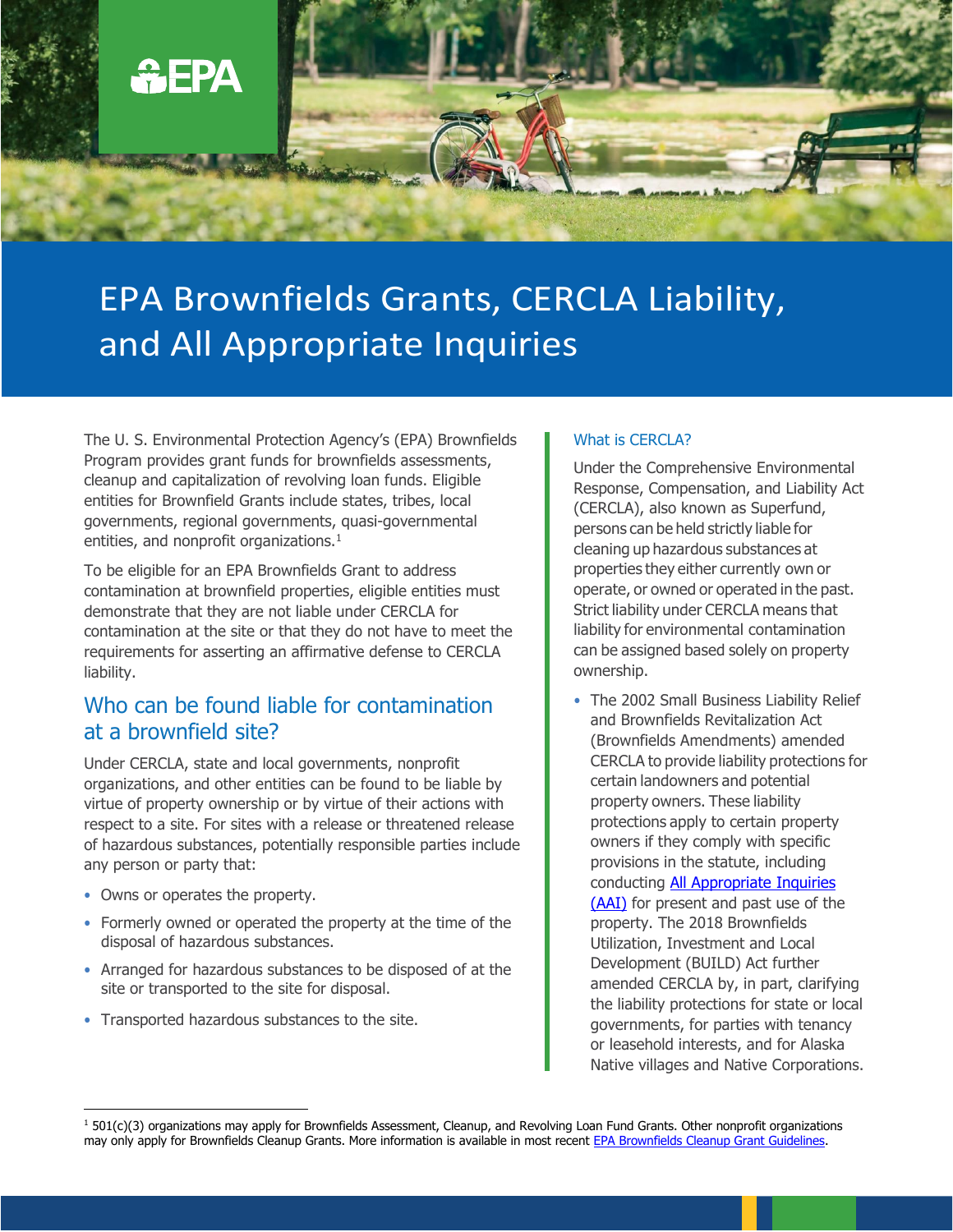# EPA Brownfields Grants, CERCLA Liability, and All Appropriate Inquiries

The U. S. Environmental Protection Agency's (EPA) Brownfields Program provides grant funds for brownfields assessments, cleanup and capitalization of revolving loan funds. Eligible entities for Brownfield Grants include states, tribes, local governments, regional governments, quasi-governmental entities, and nonprofit organizations.[1]

To be eligible for an EPA Brownfields Grant to address contamination at brownfield properties, eligible entities must demonstrate that they are not liable under CERCLA for contamination at the site or that they do not have to meet the requirements for asserting an affirmative defense to CERCLA liability.

## Who can be found liable for contamination at a brownfield site?

Under CERCLA, state and local governments, nonprofit organizations, and other entities can be found to be liable by virtue of property ownership or by virtue of their actions with respect to a site. For sites with a release or threatened release of hazardous substances, potentially responsible parties include any person or party that:

- Owns or operates the property.
- Formerly owned or operated the property at the time of the disposal of hazardous substances.
- Arranged for hazardous substances to be disposed of at the site or transported to the site for disposal.
- Transported hazardous substances to the site.

### What is CERCLA?

Under the Comprehensive Environmental Response, Compensation, and Liability Act (CERCLA), also known as Superfund, persons can be held strictly liable for cleaning up hazardous substances at properties they either currently own or operate, or owned or operated in the past. Strict liability under CERCLA means that liability for environmental contamination can be assigned based solely on property ownership.

- The 2002 Small Business Liability Relief and Brownfields Revitalization Act (Brownfields Amendments) amended CERCLA to provide liability protections for certain landowners and potential property owners. These liability protections apply to certain property owners if they comply with specific provisions in the statute, including conducting All Appropriate Inquiries (AAI) for present and past use of the property. The 2018 Brownfields Utilization, Investment and Local Development (BUILD) Act further amended CERCLA by, in part, clarifying the liability protections for state or local governments, for parties with tenancy or leasehold interests, and for Alaska Native villages and Native Corporations.

[1] 501(c)(3) organizations may apply for Brownfields Assessment, Cleanup, and Revolving Loan Fund Grants. Other nonprofit organizations may only apply for Brownfields Cleanup Grants. More information is available in most recent EPA Brownfields Cleanup Grant Guidelines.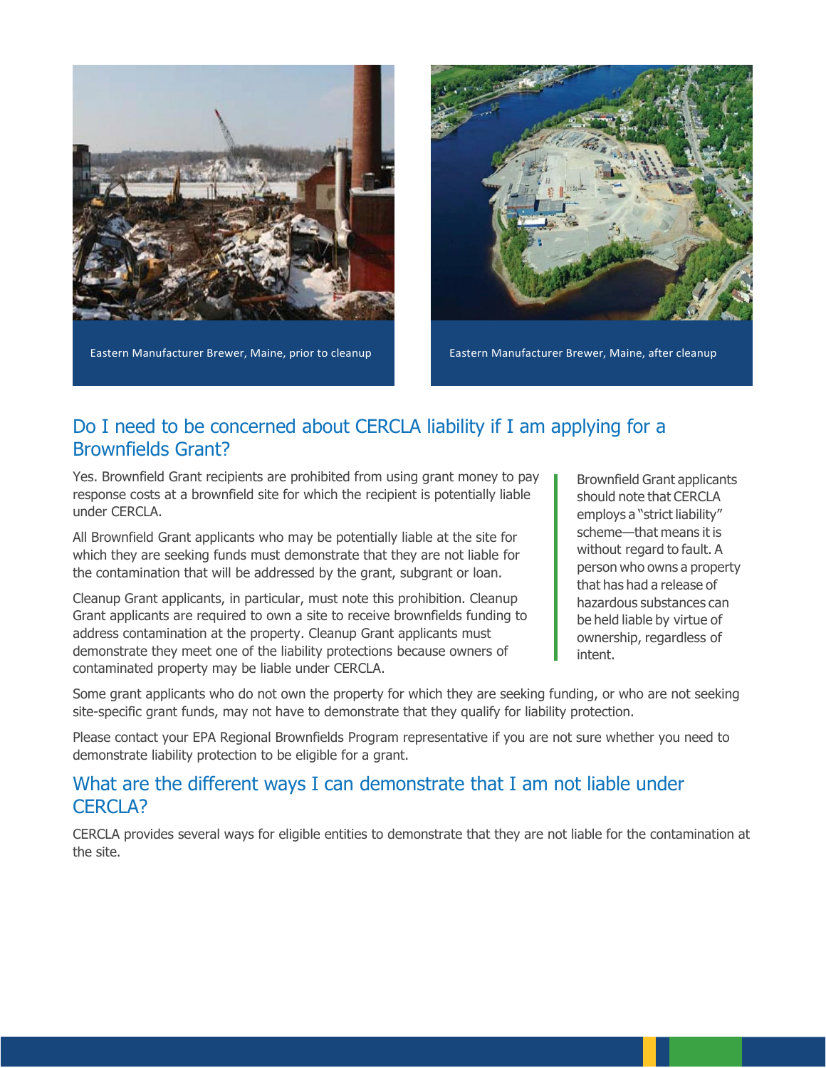Eastern Manufacturer Brewer, Maine, prior to cleanup

Eastern Manufacturer Brewer, Maine, after cleanup

## Do I need to be concerned about CERCLA liability if I am applying for a Brownfields Grant?

Yes. Brownfield Grant recipients are prohibited from using grant money to pay response costs at a brownfield site for which the recipient is potentially liable under CERCLA.

All Brownfield Grant applicants who may be potentially liable at the site for which they are seeking funds must demonstrate that they are not liable for the contamination that will be addressed by the grant, subgrant or loan.

Cleanup Grant applicants, in particular, must note this prohibition. Cleanup Grant applicants are required to own a site to receive brownfields funding to address contamination at the property. Cleanup Grant applicants must demonstrate they meet one of the liability protections because owners of contaminated property may be liable under CERCLA.

> Brownfield Grant applicants should note that CERCLA employs a "strict liability" scheme—that means it is without regard to fault. A person who owns a property that has had a release of hazardous substances can be held liable by virtue of ownership, regardless of intent.

Some grant applicants who do not own the property for which they are seeking funding, or who are not seeking site-specific grant funds, may not have to demonstrate that they qualify for liability protection.

Please contact your EPA Regional Brownfields Program representative if you are not sure whether you need to demonstrate liability protection to be eligible for a grant.

## What are the different ways I can demonstrate that I am not liable under CERCLA?

CERCLA provides several ways for eligible entities to demonstrate that they are not liable for the contamination at the site.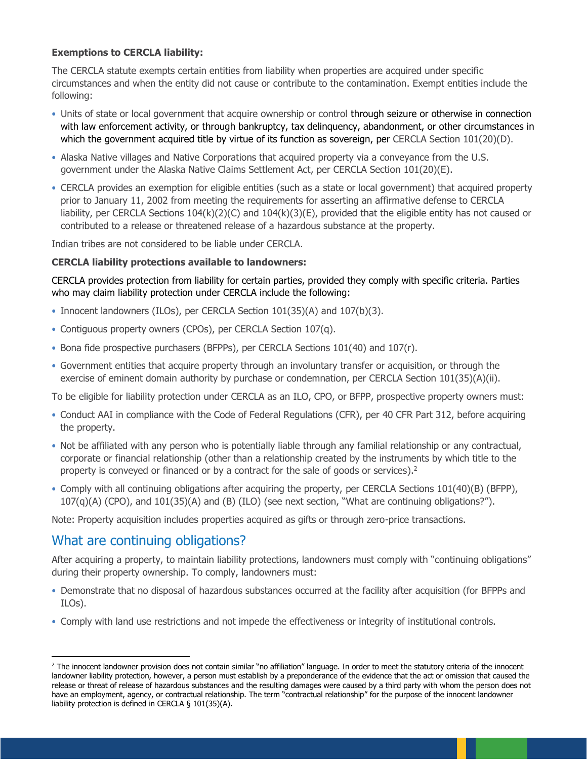**Exemptions to CERCLA liability:**

The CERCLA statute exempts certain entities from liability when properties are acquired under specific circumstances and when the entity did not cause or contribute to the contamination. Exempt entities include the following:

- Units of state or local government that acquire ownership or control through seizure or otherwise in connection with law enforcement activity, or through bankruptcy, tax delinquency, abandonment, or other circumstances in which the government acquired title by virtue of its function as sovereign, per CERCLA Section 101(20)(D).
- Alaska Native villages and Native Corporations that acquired property via a conveyance from the U.S. government under the Alaska Native Claims Settlement Act, per CERCLA Section 101(20)(E).
- CERCLA provides an exemption for eligible entities (such as a state or local government) that acquired property prior to January 11, 2002 from meeting the requirements for asserting an affirmative defense to CERCLA liability, per CERCLA Sections 104(k)(2)(C) and 104(k)(3)(E), provided that the eligible entity has not caused or contributed to a release or threatened release of a hazardous substance at the property.

Indian tribes are not considered to be liable under CERCLA.

**CERCLA liability protections available to landowners:**

CERCLA provides protection from liability for certain parties, provided they comply with specific criteria. Parties who may claim liability protection under CERCLA include the following:

- Innocent landowners (ILOs), per CERCLA Section 101(35)(A) and 107(b)(3).
- Contiguous property owners (CPOs), per CERCLA Section 107(q).
- Bona fide prospective purchasers (BFPPs), per CERCLA Sections 101(40) and 107(r).
- Government entities that acquire property through an involuntary transfer or acquisition, or through the exercise of eminent domain authority by purchase or condemnation, per CERCLA Section 101(35)(A)(ii).

To be eligible for liability protection under CERCLA as an ILO, CPO, or BFPP, prospective property owners must:

- Conduct AAI in compliance with the Code of Federal Regulations (CFR), per 40 CFR Part 312, before acquiring the property.
- Not be affiliated with any person who is potentially liable through any familial relationship or any contractual, corporate or financial relationship (other than a relationship created by the instruments by which title to the property is conveyed or financed or by a contract for the sale of goods or services).[2]
- Comply with all continuing obligations after acquiring the property, per CERCLA Sections 101(40)(B) (BFPP), 107(q)(A) (CPO), and 101(35)(A) and (B) (ILO) (see next section, "What are continuing obligations?").

Note: Property acquisition includes properties acquired as gifts or through zero-price transactions.

## What are continuing obligations?

After acquiring a property, to maintain liability protections, landowners must comply with "continuing obligations" during their property ownership. To comply, landowners must:

- Demonstrate that no disposal of hazardous substances occurred at the facility after acquisition (for BFPPs and ILOs).
- Comply with land use restrictions and not impede the effectiveness or integrity of institutional controls.

[2] The innocent landowner provision does not contain similar "no affiliation" language. In order to meet the statutory criteria of the innocent landowner liability protection, however, a person must establish by a preponderance of the evidence that the act or omission that caused the release or threat of release of hazardous substances and the resulting damages were caused by a third party with whom the person does not have an employment, agency, or contractual relationship. The term "contractual relationship" for the purpose of the innocent landowner liability protection is defined in CERCLA § 101(35)(A).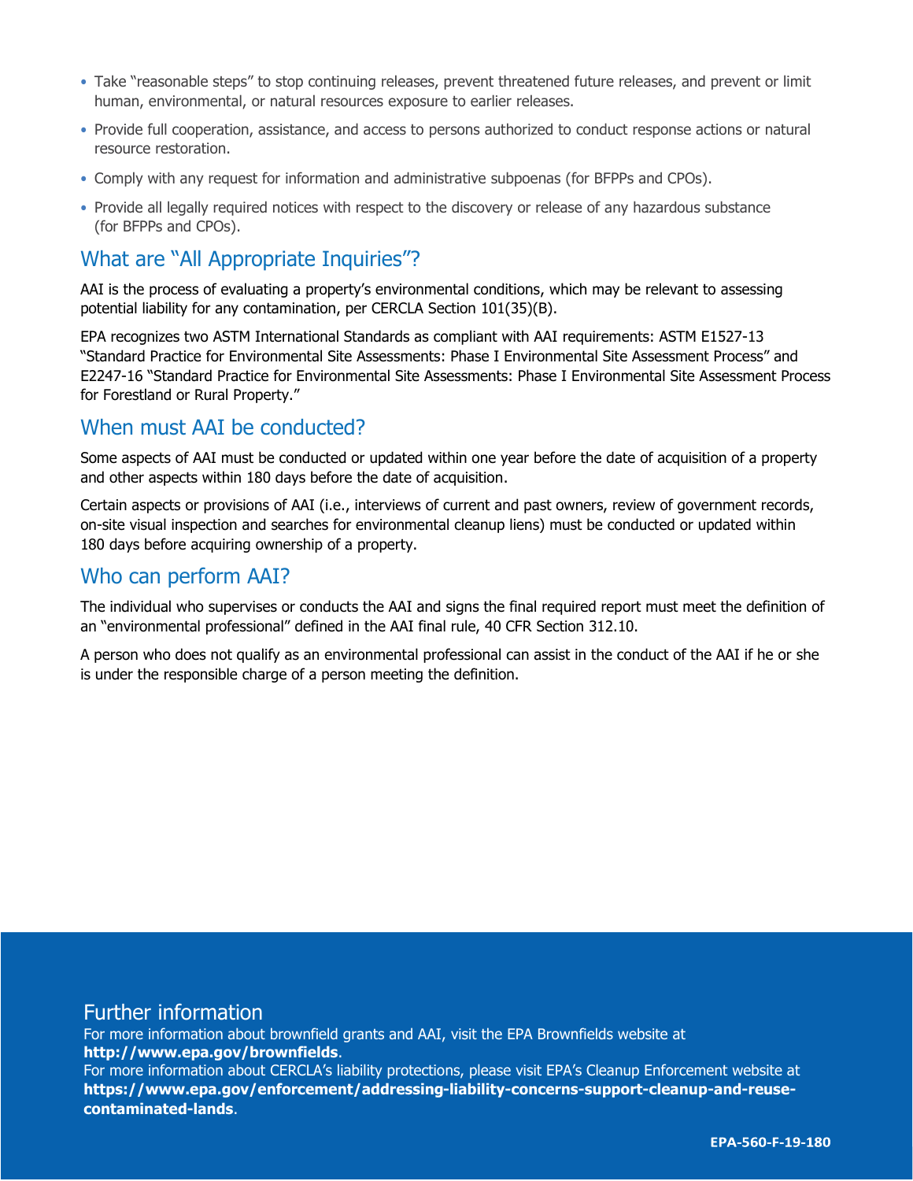- Take "reasonable steps" to stop continuing releases, prevent threatened future releases, and prevent or limit human, environmental, or natural resources exposure to earlier releases.
- Provide full cooperation, assistance, and access to persons authorized to conduct response actions or natural resource restoration.
- Comply with any request for information and administrative subpoenas (for BFPPs and CPOs).
- Provide all legally required notices with respect to the discovery or release of any hazardous substance (for BFPPs and CPOs).

## What are "All Appropriate Inquiries"?

AAI is the process of evaluating a property's environmental conditions, which may be relevant to assessing potential liability for any contamination, per CERCLA Section 101(35)(B).

EPA recognizes two ASTM International Standards as compliant with AAI requirements: ASTM E1527-13 "Standard Practice for Environmental Site Assessments: Phase I Environmental Site Assessment Process" and E2247-16 "Standard Practice for Environmental Site Assessments: Phase I Environmental Site Assessment Process for Forestland or Rural Property."

## When must AAI be conducted?

Some aspects of AAI must be conducted or updated within one year before the date of acquisition of a property and other aspects within 180 days before the date of acquisition.

Certain aspects or provisions of AAI (i.e., interviews of current and past owners, review of government records, on-site visual inspection and searches for environmental cleanup liens) must be conducted or updated within 180 days before acquiring ownership of a property.

## Who can perform AAI?

The individual who supervises or conducts the AAI and signs the final required report must meet the definition of an "environmental professional" defined in the AAI final rule, 40 CFR Section 312.10.

A person who does not qualify as an environmental professional can assist in the conduct of the AAI if he or she is under the responsible charge of a person meeting the definition.

## Further information

For more information about brownfield grants and AAI, visit the EPA Brownfields website at **http://www.epa.gov/brownfields**.
For more information about CERCLA's liability protections, please visit EPA's Cleanup Enforcement website at **https://www.epa.gov/enforcement/addressing-liability-concerns-support-cleanup-and-reuse-contaminated-lands**.

**EPA-560-F-19-180**